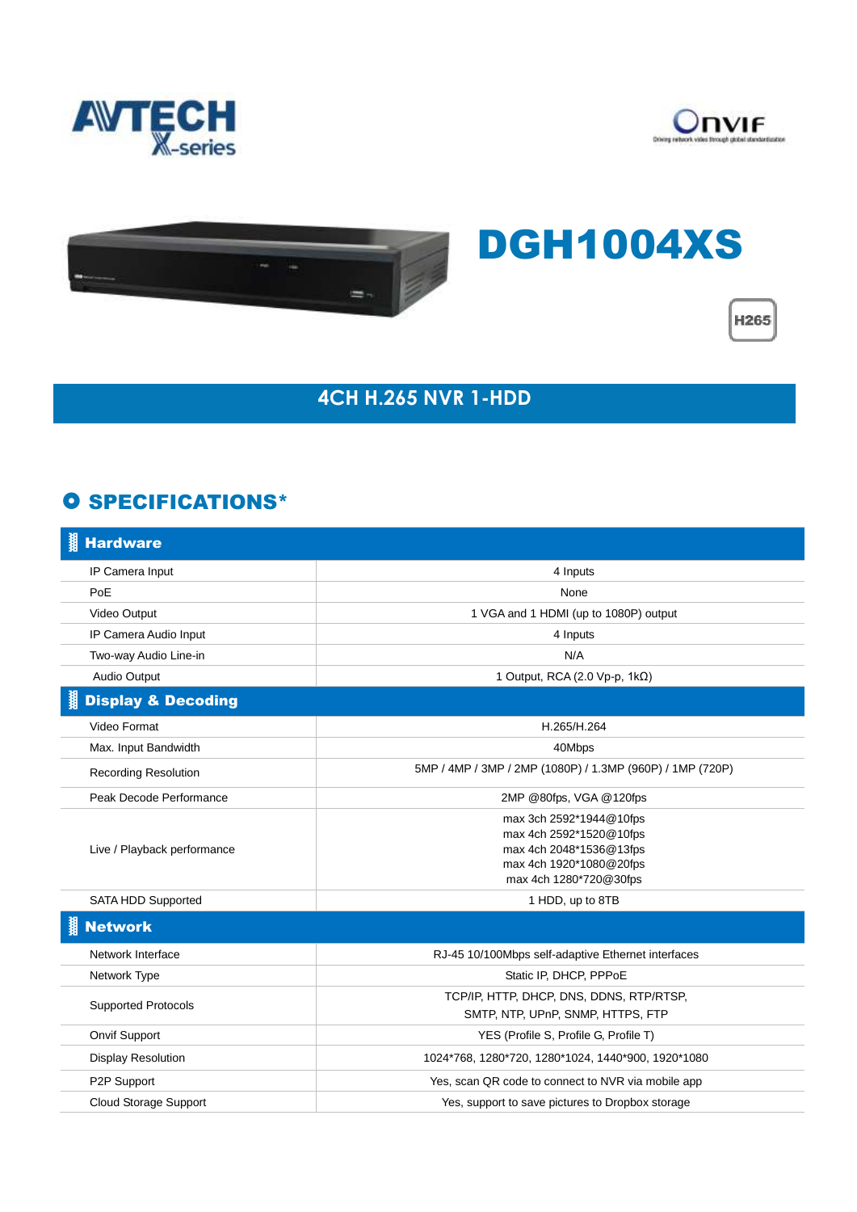AVTECH X-series

Onvif

# DGH1004XS

H265

## 4CH H.265 NVR 1-HDD

## SPECIFICATIONS*

| Hardware | |
|---|---|
| IP Camera Input | 4 Inputs |
| PoE | None |
| Video Output | 1 VGA and 1 HDMI (up to 1080P) output |
| IP Camera Audio Input | 4 Inputs |
| Two-way Audio Line-in | N/A |
| Audio Output | 1 Output, RCA (2.0 Vp-p, 1kΩ) |
| **Display & Decoding** | |
| Video Format | H.265/H.264 |
| Max. Input Bandwidth | 40Mbps |
| Recording Resolution | 5MP / 4MP / 3MP / 2MP (1080P) / 1.3MP (960P) / 1MP (720P) |
| Peak Decode Performance | 2MP @80fps, VGA @120fps |
| Live / Playback performance | max 3ch 2592*1944@10fps<br>max 4ch 2592*1520@10fps<br>max 4ch 2048*1536@13fps<br>max 4ch 1920*1080@20fps<br>max 4ch 1280*720@30fps |
| SATA HDD Supported | 1 HDD, up to 8TB |
| **Network** | |
| Network Interface | RJ-45 10/100Mbps self-adaptive Ethernet interfaces |
| Network Type | Static IP, DHCP, PPPoE |
| Supported Protocols | TCP/IP, HTTP, DHCP, DNS, DDNS, RTP/RTSP, SMTP, NTP, UPnP, SNMP, HTTPS, FTP |
| Onvif Support | YES (Profile S, Profile G, Profile T) |
| Display Resolution | 1024*768, 1280*720, 1280*1024, 1440*900, 1920*1080 |
| P2P Support | Yes, scan QR code to connect to NVR via mobile app |
| Cloud Storage Support | Yes, support to save pictures to Dropbox storage |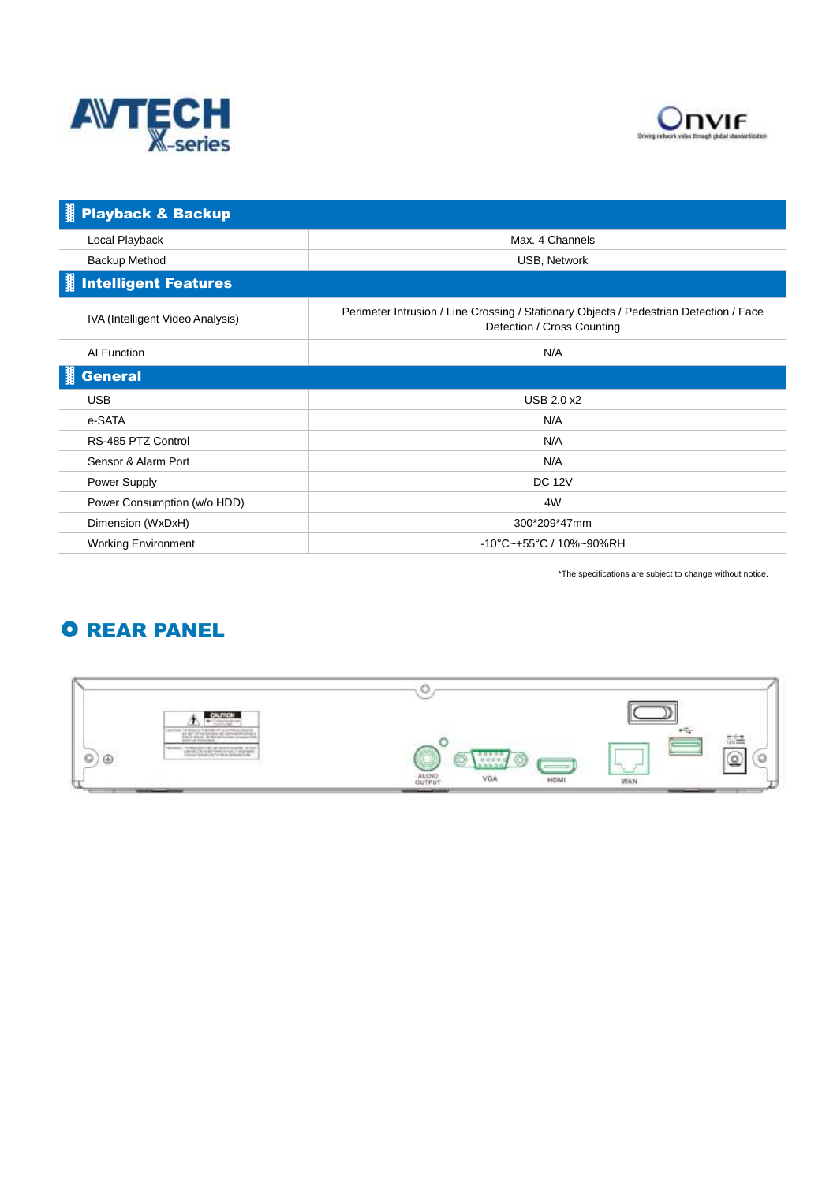AVTECH X-series

ONVIF
Driving network video through global standardization

| | |
|---|---|
| **Playback & Backup** | |
| Local Playback | Max. 4 Channels |
| Backup Method | USB, Network |
| **Intelligent Features** | |
| IVA (Intelligent Video Analysis) | Perimeter Intrusion / Line Crossing / Stationary Objects / Pedestrian Detection / Face Detection / Cross Counting |
| AI Function | N/A |
| **General** | |
| USB | USB 2.0 x2 |
| e-SATA | N/A |
| RS-485 PTZ Control | N/A |
| Sensor & Alarm Port | N/A |
| Power Supply | DC 12V |
| Power Consumption (w/o HDD) | 4W |
| Dimension (WxDxH) | 300*209*47mm |
| Working Environment | -10°C~+55°C / 10%~90%RH |

*The specifications are subject to change without notice.

## REAR PANEL

CAUTION

AUDIO OUTPUT

VGA

HDMI

WAN

12V